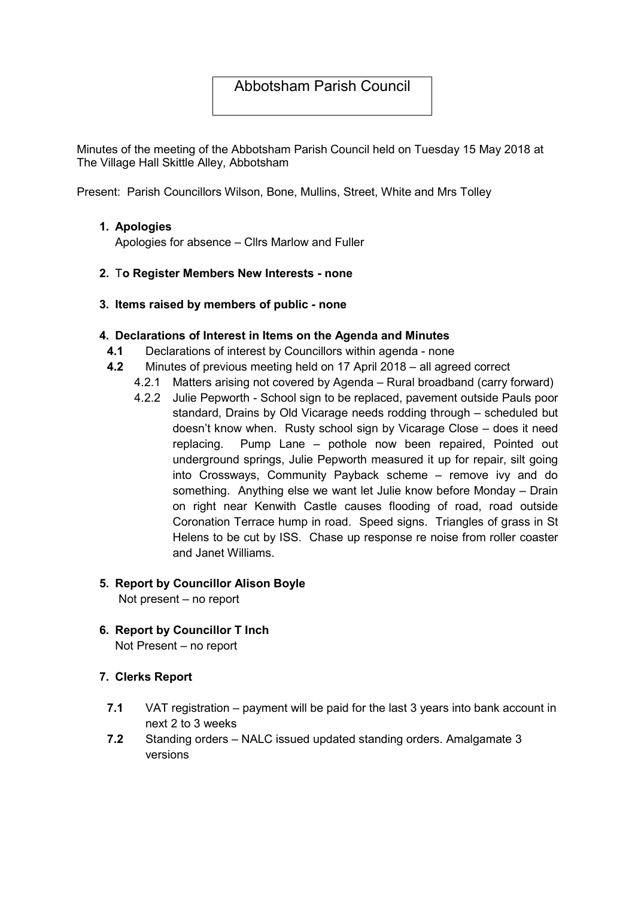# Abbotsham Parish Council

Minutes of the meeting of the Abbotsham Parish Council held on Tuesday 15 May 2018 at The Village Hall Skittle Alley, Abbotsham

Present: Parish Councillors Wilson, Bone, Mullins, Street, White and Mrs Tolley

1. **Apologies**

   Apologies for absence – Cllrs Marlow and Fuller

2. **To Register Members New Interests - none**

3. **Items raised by members of public - none**

4. **Declarations of Interest in Items on the Agenda and Minutes**

   **4.1** Declarations of interest by Councillors within agenda - none

   **4.2** Minutes of previous meeting held on 17 April 2018 – all agreed correct

   4.2.1 Matters arising not covered by Agenda – Rural broadband (carry forward)

   4.2.2 Julie Pepworth - School sign to be replaced, pavement outside Pauls poor standard, Drains by Old Vicarage needs rodding through – scheduled but doesn't know when. Rusty school sign by Vicarage Close – does it need replacing. Pump Lane – pothole now been repaired, Pointed out underground springs, Julie Pepworth measured it up for repair, silt going into Crossways, Community Payback scheme – remove ivy and do something. Anything else we want let Julie know before Monday – Drain on right near Kenwith Castle causes flooding of road, road outside Coronation Terrace hump in road. Speed signs. Triangles of grass in St Helens to be cut by ISS. Chase up response re noise from roller coaster and Janet Williams.

5. **Report by Councillor Alison Boyle**

   Not present – no report

6. **Report by Councillor T Inch**

   Not Present – no report

7. **Clerks Report**

   **7.1** VAT registration – payment will be paid for the last 3 years into bank account in next 2 to 3 weeks

   **7.2** Standing orders – NALC issued updated standing orders. Amalgamate 3 versions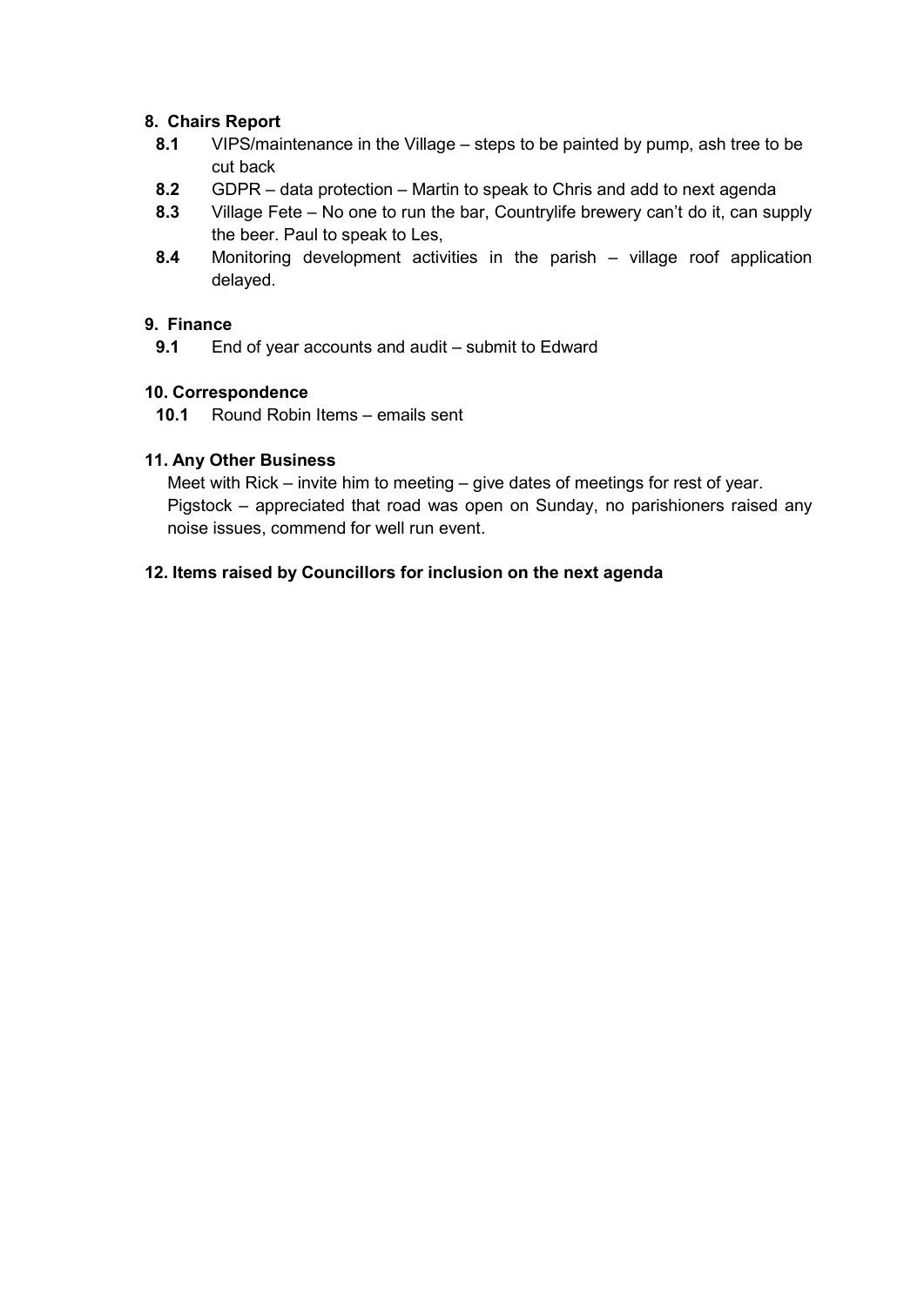## 8. Chairs Report

**8.1** VIPS/maintenance in the Village – steps to be painted by pump, ash tree to be cut back

**8.2** GDPR – data protection – Martin to speak to Chris and add to next agenda

**8.3** Village Fete – No one to run the bar, Countrylife brewery can't do it, can supply the beer. Paul to speak to Les,

**8.4** Monitoring development activities in the parish – village roof application delayed.

## 9. Finance

**9.1** End of year accounts and audit – submit to Edward

## 10. Correspondence

**10.1** Round Robin Items – emails sent

## 11. Any Other Business

Meet with Rick – invite him to meeting – give dates of meetings for rest of year.

Pigstock – appreciated that road was open on Sunday, no parishioners raised any noise issues, commend for well run event.

## 12. Items raised by Councillors for inclusion on the next agenda